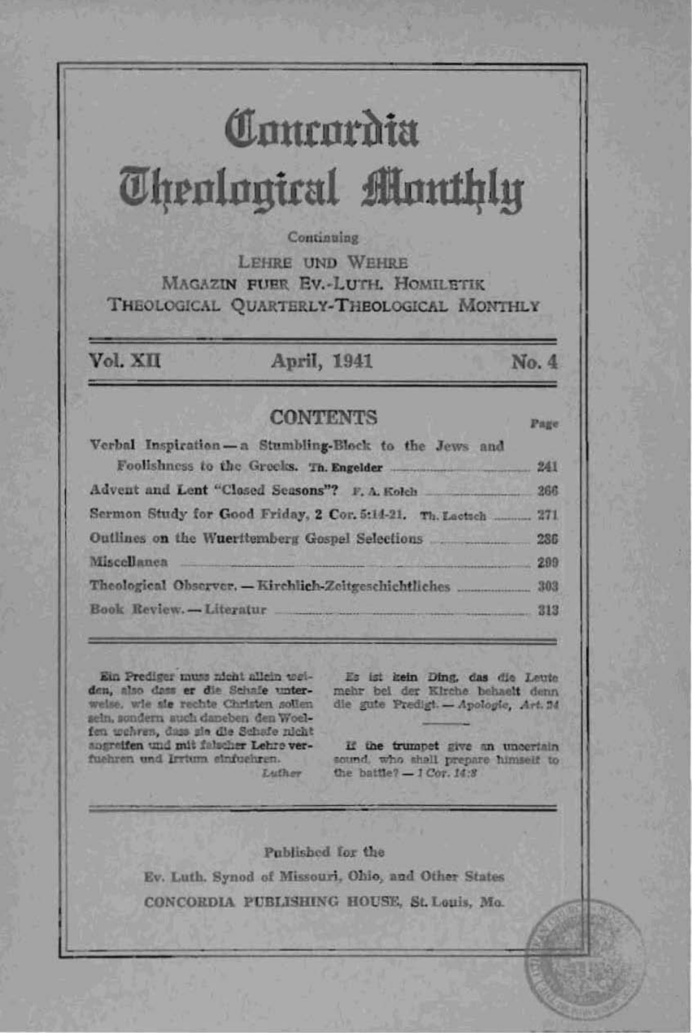# Concordia Theological Monthly

Continuing

LEHRE UND WEHRE
MAGAZIN FUER EV.-LUTH. HOMILETIK
THEOLOGICAL QUARTERLY-THEOLOGICAL MONTHLY

Vol. XII — April, 1941 — No. 4

## CONTENTS

| | Page |
|---|---|
| Verbal Inspiration — a Stumbling-Block to the Jews and Foolishness to the Greeks. Th. Engelder | 241 |
| Advent and Lent "Closed Seasons"? F. A. Kolch | 266 |
| Sermon Study for Good Friday, 2 Cor. 5:14-21. Th. Laetsch | 271 |
| Outlines on the Wuerttemberg Gospel Selections | 286 |
| Miscellanea | 299 |
| Theological Observer. — Kirchlich-Zeitgeschichtliches | 303 |
| Book Review. — Literatur | 313 |

Ein Prediger muss nicht allein weiden, also dass er die Schafe unterweise, wie sie rechte Christen sollen sein, sondern auch daneben den Woelfen wehren, dass sie die Schafe nicht angreifen und mit falscher Lehre verfuehren und Irrtum einfuehren.
*Luther*

Es ist kein Ding, das die Leute mehr bei der Kirche behaelt denn die gute Predigt. — *Apologie, Art. 24*

If the trumpet give an uncertain sound, who shall prepare himself to the battle? — *1 Cor. 14:8*

Published for the
Ev. Luth. Synod of Missouri, Ohio, and Other States
CONCORDIA PUBLISHING HOUSE, St. Louis, Mo.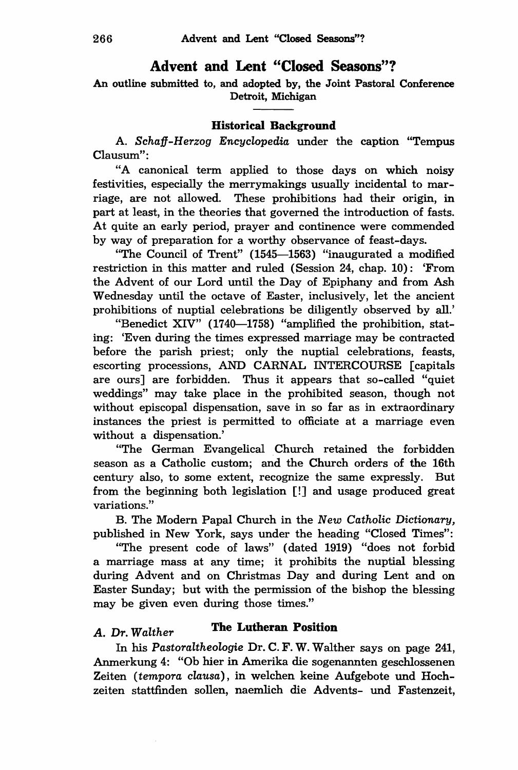# Advent and Lent "Closed Seasons"?

An outline submitted to, and adopted by, the Joint Pastoral Conference
Detroit, Michigan

## Historical Background

A. *Schaff-Herzog Encyclopedia* under the caption "Tempus Clausum":

"A canonical term applied to those days on which noisy festivities, especially the merrymakings usually incidental to marriage, are not allowed. These prohibitions had their origin, in part at least, in the theories that governed the introduction of fasts. At quite an early period, prayer and continence were commended by way of preparation for a worthy observance of feast-days.

"The Council of Trent" (1545—1563) "inaugurated a modified restriction in this matter and ruled (Session 24, chap. 10): 'From the Advent of our Lord until the Day of Epiphany and from Ash Wednesday until the octave of Easter, inclusively, let the ancient prohibitions of nuptial celebrations be diligently observed by all.'

"Benedict XIV" (1740—1758) "amplified the prohibition, stating: 'Even during the times expressed marriage may be contracted before the parish priest; only the nuptial celebrations, feasts, escorting processions, AND CARNAL INTERCOURSE [capitals are ours] are forbidden. Thus it appears that so-called "quiet weddings" may take place in the prohibited season, though not without episcopal dispensation, save in so far as in extraordinary instances the priest is permitted to officiate at a marriage even without a dispensation.'

"The German Evangelical Church retained the forbidden season as a Catholic custom; and the Church orders of the 16th century also, to some extent, recognize the same expressly. But from the beginning both legislation [!] and usage produced great variations."

B. The Modern Papal Church in the *New Catholic Dictionary*, published in New York, says under the heading "Closed Times":

"The present code of laws" (dated 1919) "does not forbid a marriage mass at any time; it prohibits the nuptial blessing during Advent and on Christmas Day and during Lent and on Easter Sunday; but with the permission of the bishop the blessing may be given even during those times."

## The Lutheran Position

A. *Dr. Walther*

In his *Pastoraltheologie* Dr. C. F. W. Walther says on page 241, Anmerkung 4: "Ob hier in Amerika die sogenannten geschlossenen Zeiten (*tempora clausa*), in welchen keine Aufgebote und Hochzeiten stattfinden sollen, naemlich die Advents- und Fastenzeit,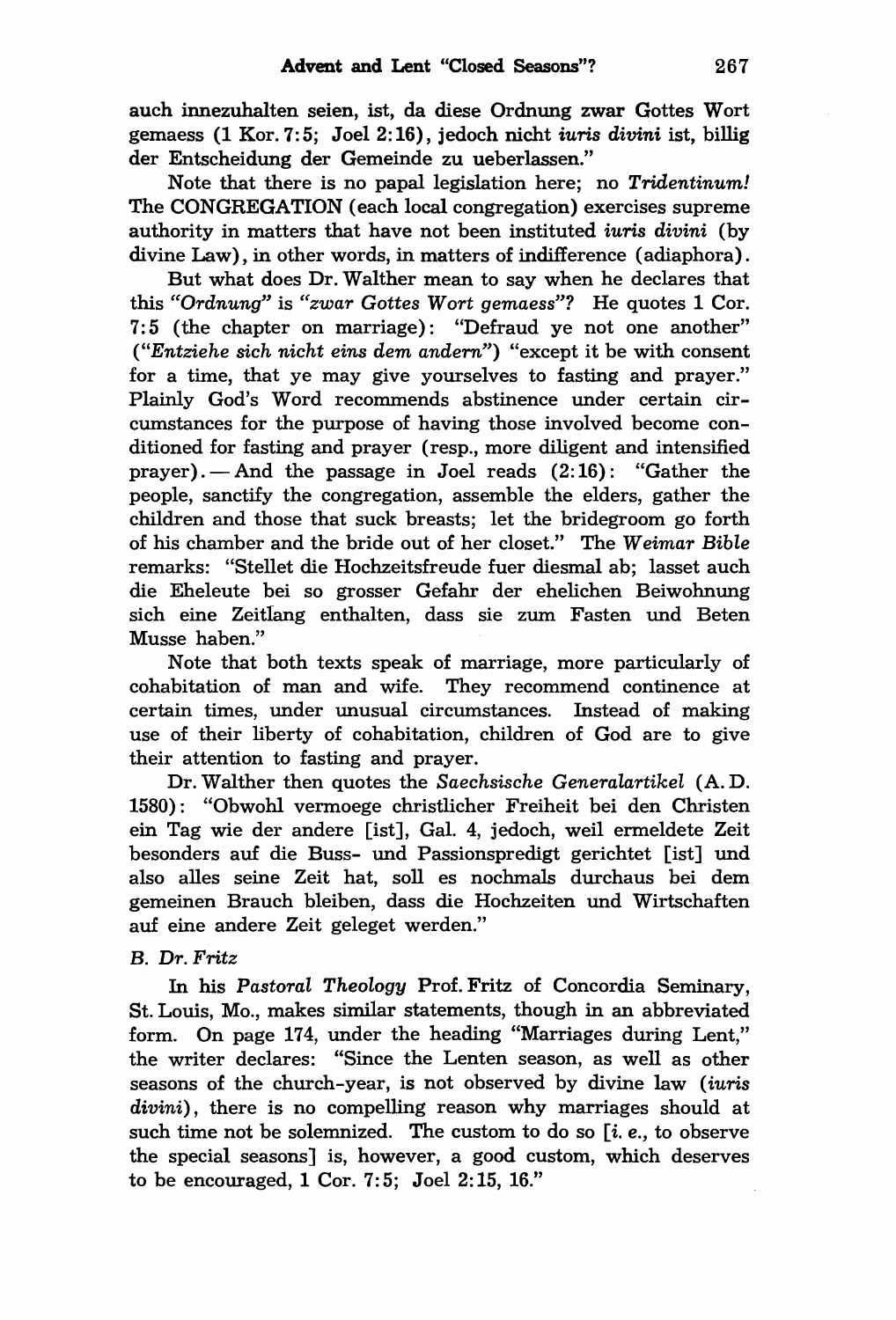auch innezuhalten seien, ist, da diese Ordnung zwar Gottes Wort gemaess (1 Kor. 7:5; Joel 2:16), jedoch nicht *iuris divini* ist, billig der Entscheidung der Gemeinde zu ueberlassen."

Note that there is no papal legislation here; no *Tridentinum!* The CONGREGATION (each local congregation) exercises supreme authority in matters that have not been instituted *iuris divini* (by divine Law), in other words, in matters of indifference (adiaphora).

But what does Dr. Walther mean to say when he declares that this *"Ordnung"* is *"zwar Gottes Wort gemaess"*? He quotes 1 Cor. 7:5 (the chapter on marriage): "Defraud ye not one another" (*"Entziehe sich nicht eins dem andern"*) "except it be with consent for a time, that ye may give yourselves to fasting and prayer." Plainly God's Word recommends abstinence under certain circumstances for the purpose of having those involved become conditioned for fasting and prayer (resp., more diligent and intensified prayer). — And the passage in Joel reads (2:16): "Gather the people, sanctify the congregation, assemble the elders, gather the children and those that suck breasts; let the bridegroom go forth of his chamber and the bride out of her closet." The *Weimar Bible* remarks: "Stellet die Hochzeitsfreude fuer diesmal ab; lasset auch die Eheleute bei so grosser Gefahr der ehelichen Beiwohnung sich eine Zeitlang enthalten, dass sie zum Fasten und Beten Musse haben."

Note that both texts speak of marriage, more particularly of cohabitation of man and wife. They recommend continence at certain times, under unusual circumstances. Instead of making use of their liberty of cohabitation, children of God are to give their attention to fasting and prayer.

Dr. Walther then quotes the *Saechsische Generalartikel* (A. D. 1580): "Obwohl vermoege christlicher Freiheit bei den Christen ein Tag wie der andere [ist], Gal. 4, jedoch, weil ermeldete Zeit besonders auf die Buss- und Passionspredigt gerichtet [ist] und also alles seine Zeit hat, soll es nochmals durchaus bei dem gemeinen Brauch bleiben, dass die Hochzeiten und Wirtschaften auf eine andere Zeit geleget werden."

### *B. Dr. Fritz*

In his *Pastoral Theology* Prof. Fritz of Concordia Seminary, St. Louis, Mo., makes similar statements, though in an abbreviated form. On page 174, under the heading "Marriages during Lent," the writer declares: "Since the Lenten season, as well as other seasons of the church-year, is not observed by divine law (*iuris divini*), there is no compelling reason why marriages should at such time not be solemnized. The custom to do so [*i. e.*, to observe the special seasons] is, however, a good custom, which deserves to be encouraged, 1 Cor. 7:5; Joel 2:15, 16."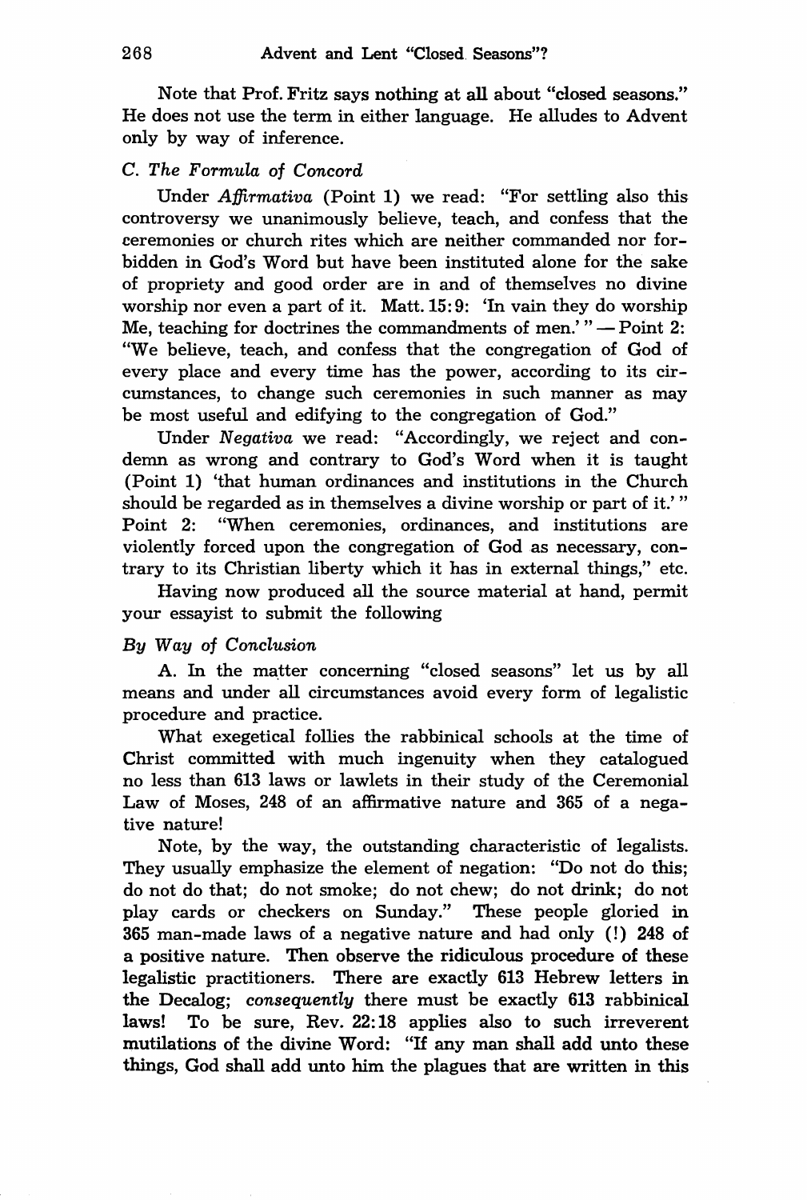Note that Prof. Fritz says nothing at all about "closed seasons." He does not use the term in either language. He alludes to Advent only by way of inference.

### *C. The Formula of Concord*

Under *Affirmativa* (Point 1) we read: "For settling also this controversy we unanimously believe, teach, and confess that the ceremonies or church rites which are neither commanded nor forbidden in God's Word but have been instituted alone for the sake of propriety and good order are in and of themselves no divine worship nor even a part of it. Matt. 15:9: 'In vain they do worship Me, teaching for doctrines the commandments of men.'" — Point 2: "We believe, teach, and confess that the congregation of God of every place and every time has the power, according to its circumstances, to change such ceremonies in such manner as may be most useful and edifying to the congregation of God."

Under *Negativa* we read: "Accordingly, we reject and condemn as wrong and contrary to God's Word when it is taught (Point 1) 'that human ordinances and institutions in the Church should be regarded as in themselves a divine worship or part of it.'" Point 2: "When ceremonies, ordinances, and institutions are violently forced upon the congregation of God as necessary, contrary to its Christian liberty which it has in external things," etc.

Having now produced all the source material at hand, permit your essayist to submit the following

### *By Way of Conclusion*

A. In the matter concerning "closed seasons" let us by all means and under all circumstances avoid every form of legalistic procedure and practice.

What exegetical follies the rabbinical schools at the time of Christ committed with much ingenuity when they catalogued no less than 613 laws or lawlets in their study of the Ceremonial Law of Moses, 248 of an affirmative nature and 365 of a negative nature!

Note, by the way, the outstanding characteristic of legalists. They usually emphasize the element of negation: "Do not do this; do not do that; do not smoke; do not chew; do not drink; do not play cards or checkers on Sunday." These people gloried in 365 man-made laws of a negative nature and had only (!) 248 of a positive nature. Then observe the ridiculous procedure of these legalistic practitioners. There are exactly 613 Hebrew letters in the Decalog; *consequently* there must be exactly 613 rabbinical laws! To be sure, Rev. 22:18 applies also to such irreverent mutilations of the divine Word: "If any man shall add unto these things, God shall add unto him the plagues that are written in this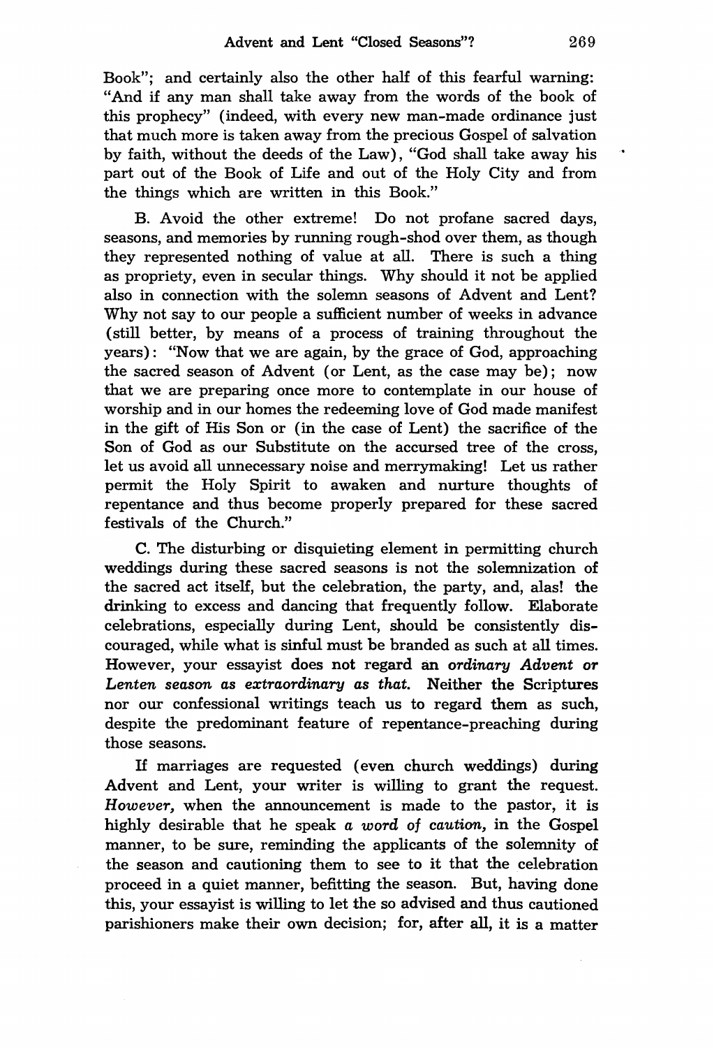Book"; and certainly also the other half of this fearful warning: "And if any man shall take away from the words of the book of this prophecy" (indeed, with every new man-made ordinance just that much more is taken away from the precious Gospel of salvation by faith, without the deeds of the Law), "God shall take away his part out of the Book of Life and out of the Holy City and from the things which are written in this Book."

B. Avoid the other extreme! Do not profane sacred days, seasons, and memories by running rough-shod over them, as though they represented nothing of value at all. There is such a thing as propriety, even in secular things. Why should it not be applied also in connection with the solemn seasons of Advent and Lent? Why not say to our people a sufficient number of weeks in advance (still better, by means of a process of training throughout the years): "Now that we are again, by the grace of God, approaching the sacred season of Advent (or Lent, as the case may be); now that we are preparing once more to contemplate in our house of worship and in our homes the redeeming love of God made manifest in the gift of His Son or (in the case of Lent) the sacrifice of the Son of God as our Substitute on the accursed tree of the cross, let us avoid all unnecessary noise and merrymaking! Let us rather permit the Holy Spirit to awaken and nurture thoughts of repentance and thus become properly prepared for these sacred festivals of the Church."

C. The disturbing or disquieting element in permitting church weddings during these sacred seasons is not the solemnization of the sacred act itself, but the celebration, the party, and, alas! the drinking to excess and dancing that frequently follow. Elaborate celebrations, especially during Lent, should be consistently discouraged, while what is sinful must be branded as such at all times. However, your essayist does not regard an *ordinary Advent or Lenten season as extraordinary as that.* Neither the Scriptures nor our confessional writings teach us to regard them as such, despite the predominant feature of repentance-preaching during those seasons.

If marriages are requested (even church weddings) during Advent and Lent, your writer is willing to grant the request. *However,* when the announcement is made to the pastor, it is highly desirable that he speak *a word of caution,* in the Gospel manner, to be sure, reminding the applicants of the solemnity of the season and cautioning them to see to it that the celebration proceed in a quiet manner, befitting the season. But, having done this, your essayist is willing to let the so advised and thus cautioned parishioners make their own decision; for, after all, it is a matter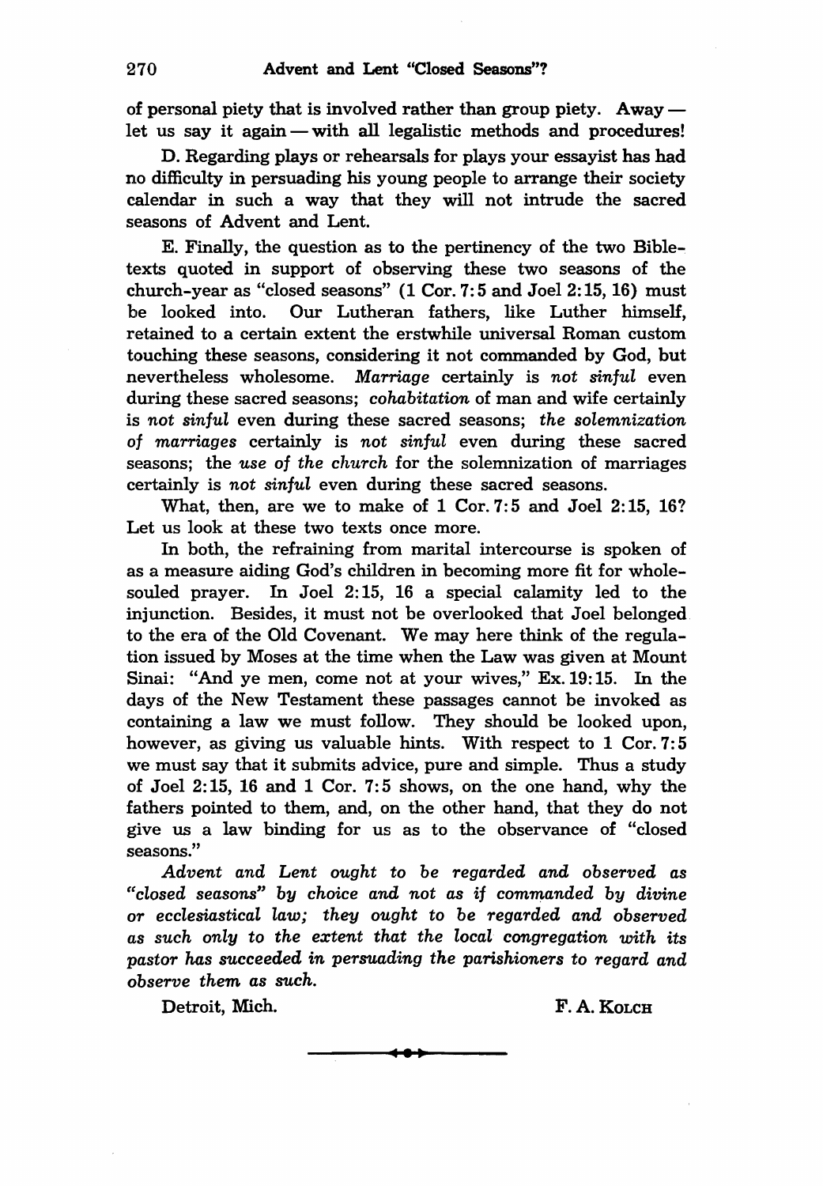of personal piety that is involved rather than group piety. Away — let us say it again — with all legalistic methods and procedures!

D. Regarding plays or rehearsals for plays your essayist has had no difficulty in persuading his young people to arrange their society calendar in such a way that they will not intrude the sacred seasons of Advent and Lent.

E. Finally, the question as to the pertinency of the two Bible-texts quoted in support of observing these two seasons of the church-year as "closed seasons" (1 Cor. 7:5 and Joel 2:15, 16) must be looked into. Our Lutheran fathers, like Luther himself, retained to a certain extent the erstwhile universal Roman custom touching these seasons, considering it not commanded by God, but nevertheless wholesome. *Marriage* certainly is *not sinful* even during these sacred seasons; *cohabitation* of man and wife certainly is *not sinful* even during these sacred seasons; *the solemnization of marriages* certainly is *not sinful* even during these sacred seasons; the *use of the church* for the solemnization of marriages certainly is *not sinful* even during these sacred seasons.

What, then, are we to make of 1 Cor. 7:5 and Joel 2:15, 16? Let us look at these two texts once more.

In both, the refraining from marital intercourse is spoken of as a measure aiding God's children in becoming more fit for whole-souled prayer. In Joel 2:15, 16 a special calamity led to the injunction. Besides, it must not be overlooked that Joel belonged to the era of the Old Covenant. We may here think of the regulation issued by Moses at the time when the Law was given at Mount Sinai: "And ye men, come not at your wives," Ex. 19:15. In the days of the New Testament these passages cannot be invoked as containing a law we must follow. They should be looked upon, however, as giving us valuable hints. With respect to 1 Cor. 7:5 we must say that it submits advice, pure and simple. Thus a study of Joel 2:15, 16 and 1 Cor. 7:5 shows, on the one hand, why the fathers pointed to them, and, on the other hand, that they do not give us a law binding for us as to the observance of "closed seasons."

*Advent and Lent ought to be regarded and observed as "closed seasons" by choice and not as if commanded by divine or ecclesiastical law; they ought to be regarded and observed as such only to the extent that the local congregation with its pastor has succeeded in persuading the parishioners to regard and observe them as such.*

Detroit, Mich. F. A. Kolch